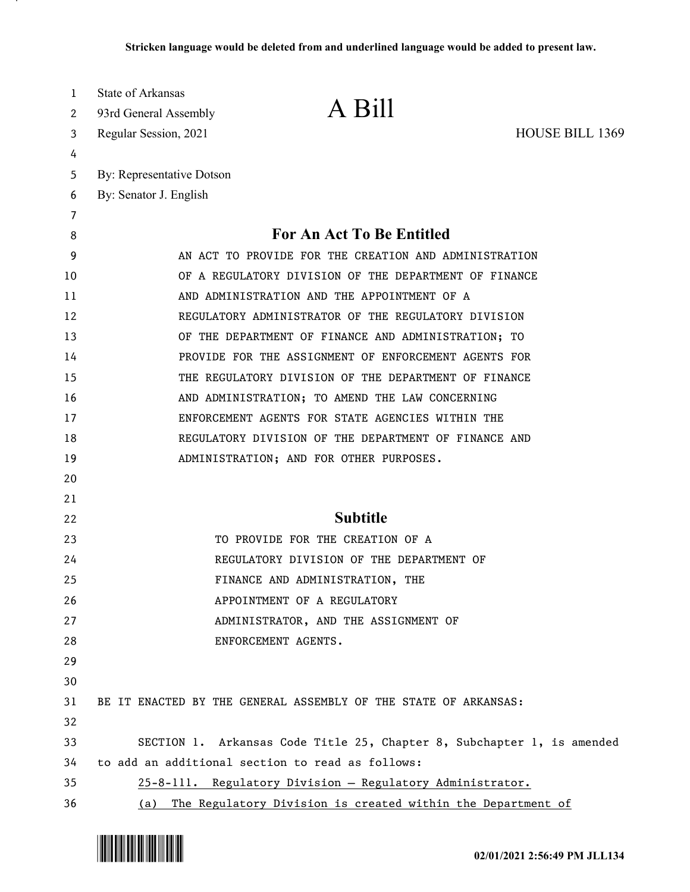**Stricken language would be deleted from and underlined language would be added to present law.**

State of Arkansas
93rd General Assembly
Regular Session, 2021

# A Bill

HOUSE BILL 1369

By: Representative Dotson
By: Senator J. English

## For An Act To Be Entitled

AN ACT TO PROVIDE FOR THE CREATION AND ADMINISTRATION OF A REGULATORY DIVISION OF THE DEPARTMENT OF FINANCE AND ADMINISTRATION AND THE APPOINTMENT OF A REGULATORY ADMINISTRATOR OF THE REGULATORY DIVISION OF THE DEPARTMENT OF FINANCE AND ADMINISTRATION; TO PROVIDE FOR THE ASSIGNMENT OF ENFORCEMENT AGENTS FOR THE REGULATORY DIVISION OF THE DEPARTMENT OF FINANCE AND ADMINISTRATION; TO AMEND THE LAW CONCERNING ENFORCEMENT AGENTS FOR STATE AGENCIES WITHIN THE REGULATORY DIVISION OF THE DEPARTMENT OF FINANCE AND ADMINISTRATION; AND FOR OTHER PURPOSES.

## Subtitle

TO PROVIDE FOR THE CREATION OF A REGULATORY DIVISION OF THE DEPARTMENT OF FINANCE AND ADMINISTRATION, THE APPOINTMENT OF A REGULATORY ADMINISTRATOR, AND THE ASSIGNMENT OF ENFORCEMENT AGENTS.

BE IT ENACTED BY THE GENERAL ASSEMBLY OF THE STATE OF ARKANSAS:

SECTION 1. Arkansas Code Title 25, Chapter 8, Subchapter 1, is amended to add an additional section to read as follows:

<u>25-8-111. Regulatory Division — Regulatory Administrator.</u>

<u>(a) The Regulatory Division is created within the Department of</u>

02/01/2021 2:56:49 PM JLL134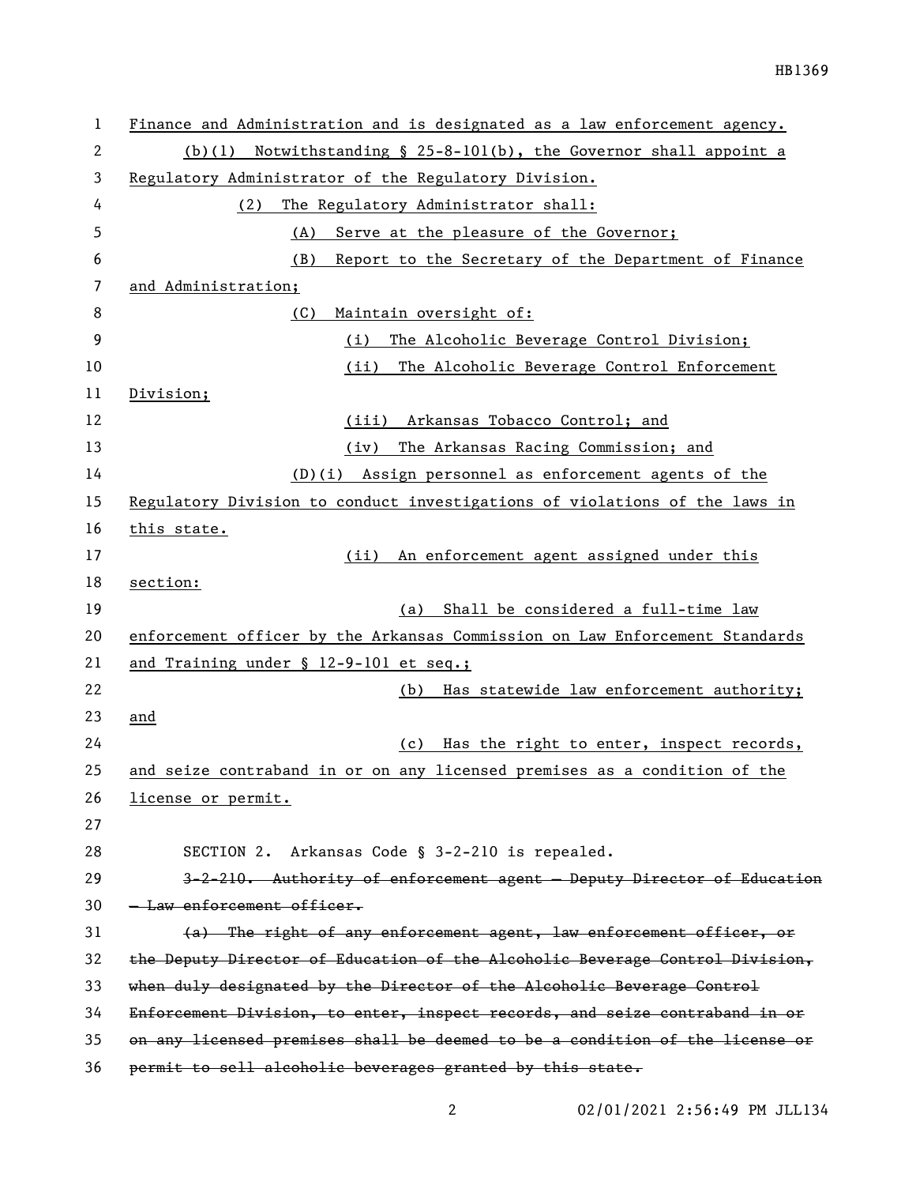Finance and Administration and is designated as a law enforcement agency.

(b)(1) Notwithstanding § 25-8-101(b), the Governor shall appoint a Regulatory Administrator of the Regulatory Division.

(2) The Regulatory Administrator shall:

(A) Serve at the pleasure of the Governor;

(B) Report to the Secretary of the Department of Finance and Administration;

(C) Maintain oversight of:

(i) The Alcoholic Beverage Control Division;

(ii) The Alcoholic Beverage Control Enforcement Division;

(iii) Arkansas Tobacco Control; and

(iv) The Arkansas Racing Commission; and

(D)(i) Assign personnel as enforcement agents of the Regulatory Division to conduct investigations of violations of the laws in this state.

(ii) An enforcement agent assigned under this section:

(a) Shall be considered a full-time law enforcement officer by the Arkansas Commission on Law Enforcement Standards and Training under § 12-9-101 et seq.;

(b) Has statewide law enforcement authority; and

(c) Has the right to enter, inspect records, and seize contraband in or on any licensed premises as a condition of the license or permit.

SECTION 2. Arkansas Code § 3-2-210 is repealed.

~~3-2-210. Authority of enforcement agent — Deputy Director of Education — Law enforcement officer.~~

~~(a) The right of any enforcement agent, law enforcement officer, or the Deputy Director of Education of the Alcoholic Beverage Control Division, when duly designated by the Director of the Alcoholic Beverage Control Enforcement Division, to enter, inspect records, and seize contraband in or on any licensed premises shall be deemed to be a condition of the license or permit to sell alcoholic beverages granted by this state.~~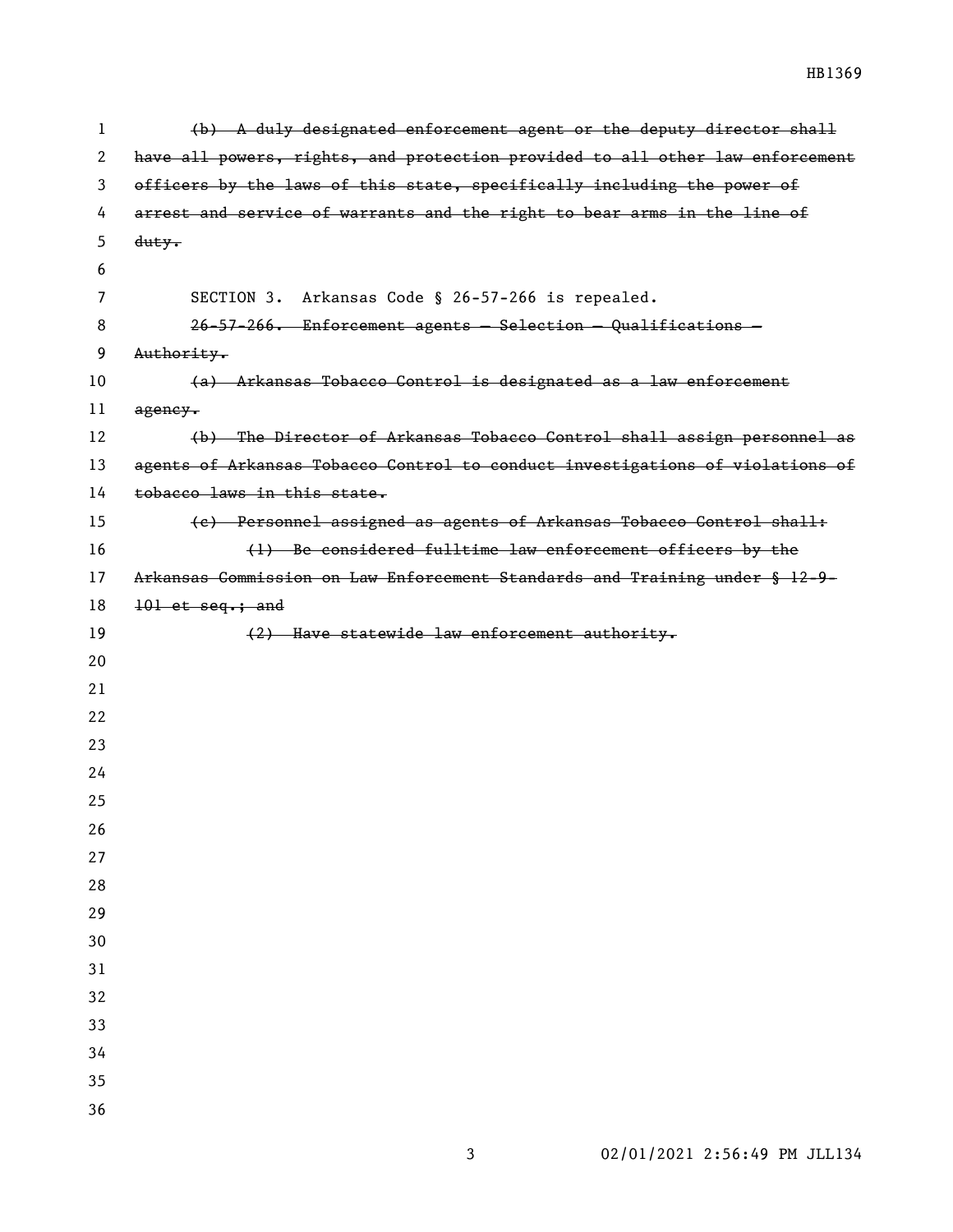~~(b) A duly designated enforcement agent or the deputy director shall have all powers, rights, and protection provided to all other law enforcement officers by the laws of this state, specifically including the power of arrest and service of warrants and the right to bear arms in the line of duty.~~

SECTION 3. Arkansas Code § 26-57-266 is repealed.

~~26-57-266. Enforcement agents — Selection — Qualifications — Authority.~~

~~(a) Arkansas Tobacco Control is designated as a law enforcement agency.~~

~~(b) The Director of Arkansas Tobacco Control shall assign personnel as agents of Arkansas Tobacco Control to conduct investigations of violations of tobacco laws in this state.~~

~~(c) Personnel assigned as agents of Arkansas Tobacco Control shall:~~

~~(1) Be considered fulltime law enforcement officers by the Arkansas Commission on Law Enforcement Standards and Training under § 12-9-101 et seq.; and~~

~~(2) Have statewide law enforcement authority.~~